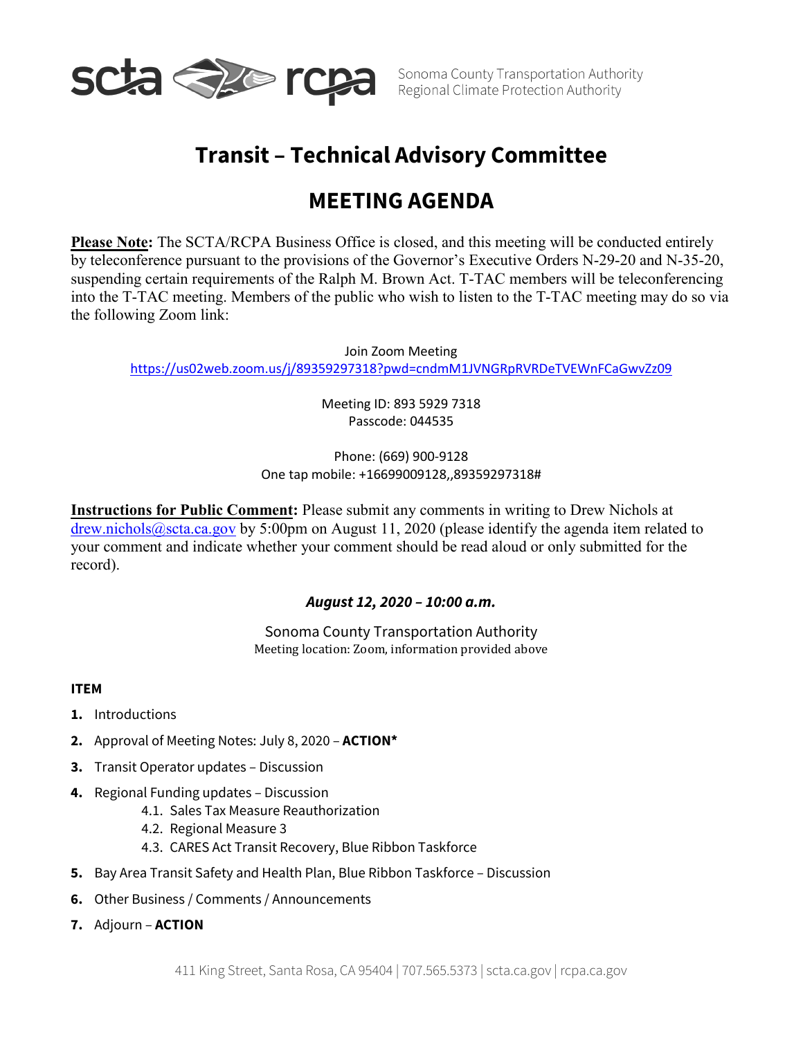scta rcpa Sonoma County Transportation Authority
Regional Climate Protection Authority

# Transit – Technical Advisory Committee

# MEETING AGENDA

**Please Note:** The SCTA/RCPA Business Office is closed, and this meeting will be conducted entirely by teleconference pursuant to the provisions of the Governor's Executive Orders N-29-20 and N-35-20, suspending certain requirements of the Ralph M. Brown Act. T-TAC members will be teleconferencing into the T-TAC meeting. Members of the public who wish to listen to the T-TAC meeting may do so via the following Zoom link:

Join Zoom Meeting
https://us02web.zoom.us/j/89359297318?pwd=cndmM1JVNGRpRVRDeTVEWnFCaGwvZz09

Meeting ID: 893 5929 7318
Passcode: 044535

Phone: (669) 900-9128
One tap mobile: +16699009128,,89359297318#

**Instructions for Public Comment:** Please submit any comments in writing to Drew Nichols at drew.nichols@scta.ca.gov by 5:00pm on August 11, 2020 (please identify the agenda item related to your comment and indicate whether your comment should be read aloud or only submitted for the record).

***August 12, 2020 – 10:00 a.m.***

Sonoma County Transportation Authority
Meeting location: Zoom, information provided above

**ITEM**

1. Introductions
2. Approval of Meeting Notes: July 8, 2020 – **ACTION***
3. Transit Operator updates – Discussion
4. Regional Funding updates – Discussion
   - 4.1. Sales Tax Measure Reauthorization
   - 4.2. Regional Measure 3
   - 4.3. CARES Act Transit Recovery, Blue Ribbon Taskforce
5. Bay Area Transit Safety and Health Plan, Blue Ribbon Taskforce – Discussion
6. Other Business / Comments / Announcements
7. Adjourn – **ACTION**

411 King Street, Santa Rosa, CA 95404 | 707.565.5373 | scta.ca.gov | rcpa.ca.gov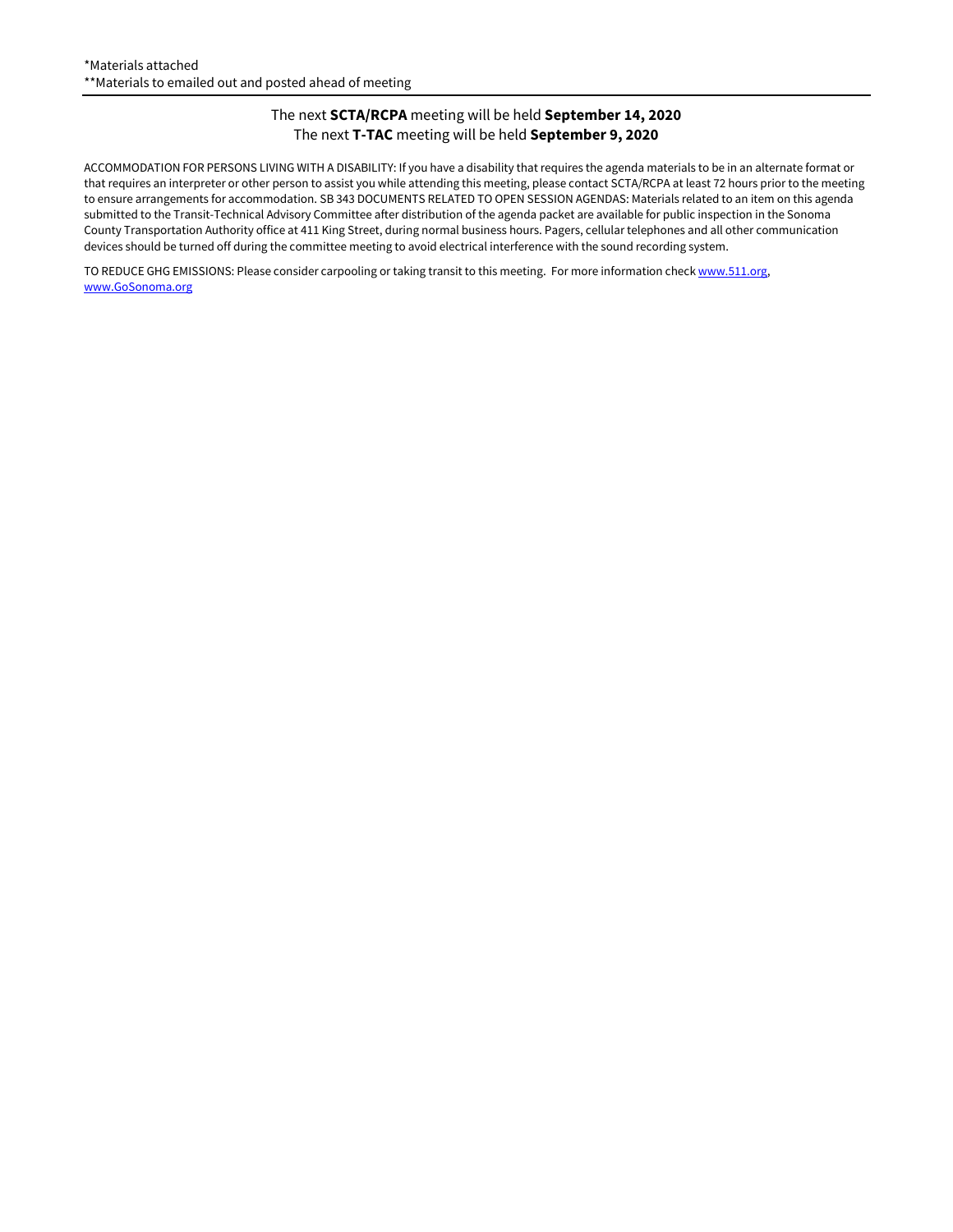*Materials attached
**Materials to emailed out and posted ahead of meeting

---

The next **SCTA/RCPA** meeting will be held **September 14, 2020**
The next **T-TAC** meeting will be held **September 9, 2020**

ACCOMMODATION FOR PERSONS LIVING WITH A DISABILITY: If you have a disability that requires the agenda materials to be in an alternate format or that requires an interpreter or other person to assist you while attending this meeting, please contact SCTA/RCPA at least 72 hours prior to the meeting to ensure arrangements for accommodation. SB 343 DOCUMENTS RELATED TO OPEN SESSION AGENDAS: Materials related to an item on this agenda submitted to the Transit-Technical Advisory Committee after distribution of the agenda packet are available for public inspection in the Sonoma County Transportation Authority office at 411 King Street, during normal business hours. Pagers, cellular telephones and all other communication devices should be turned off during the committee meeting to avoid electrical interference with the sound recording system.

TO REDUCE GHG EMISSIONS: Please consider carpooling or taking transit to this meeting. For more information check www.511.org, www.GoSonoma.org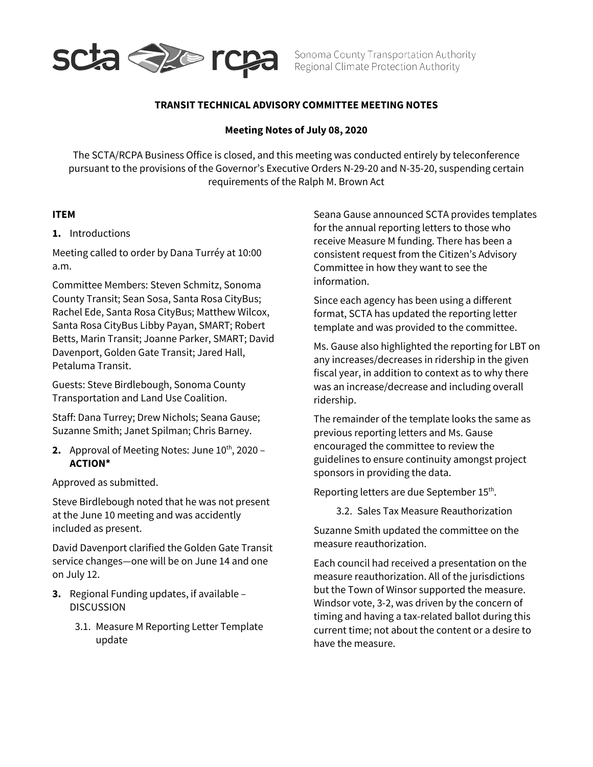**TRANSIT TECHNICAL ADVISORY COMMITTEE MEETING NOTES**

**Meeting Notes of July 08, 2020**

The SCTA/RCPA Business Office is closed, and this meeting was conducted entirely by teleconference pursuant to the provisions of the Governor's Executive Orders N-29-20 and N-35-20, suspending certain requirements of the Ralph M. Brown Act

**ITEM**

**1.** Introductions

Meeting called to order by Dana Turréy at 10:00 a.m.

Committee Members: Steven Schmitz, Sonoma County Transit; Sean Sosa, Santa Rosa CityBus; Rachel Ede, Santa Rosa CityBus; Matthew Wilcox, Santa Rosa CityBus Libby Payan, SMART; Robert Betts, Marin Transit; Joanne Parker, SMART; David Davenport, Golden Gate Transit; Jared Hall, Petaluma Transit.

Guests: Steve Birdlebough, Sonoma County Transportation and Land Use Coalition.

Staff: Dana Turrey; Drew Nichols; Seana Gause; Suzanne Smith; Janet Spilman; Chris Barney.

**2.** Approval of Meeting Notes: June 10th, 2020 – **ACTION***

Approved as submitted.

Steve Birdlebough noted that he was not present at the June 10 meeting and was accidently included as present.

David Davenport clarified the Golden Gate Transit service changes—one will be on June 14 and one on July 12.

**3.** Regional Funding updates, if available – DISCUSSION

3.1. Measure M Reporting Letter Template update

Seana Gause announced SCTA provides templates for the annual reporting letters to those who receive Measure M funding. There has been a consistent request from the Citizen's Advisory Committee in how they want to see the information.

Since each agency has been using a different format, SCTA has updated the reporting letter template and was provided to the committee.

Ms. Gause also highlighted the reporting for LBT on any increases/decreases in ridership in the given fiscal year, in addition to context as to why there was an increase/decrease and including overall ridership.

The remainder of the template looks the same as previous reporting letters and Ms. Gause encouraged the committee to review the guidelines to ensure continuity amongst project sponsors in providing the data.

Reporting letters are due September 15th.

3.2. Sales Tax Measure Reauthorization

Suzanne Smith updated the committee on the measure reauthorization.

Each council had received a presentation on the measure reauthorization. All of the jurisdictions but the Town of Winsor supported the measure. Windsor vote, 3-2, was driven by the concern of timing and having a tax-related ballot during this current time; not about the content or a desire to have the measure.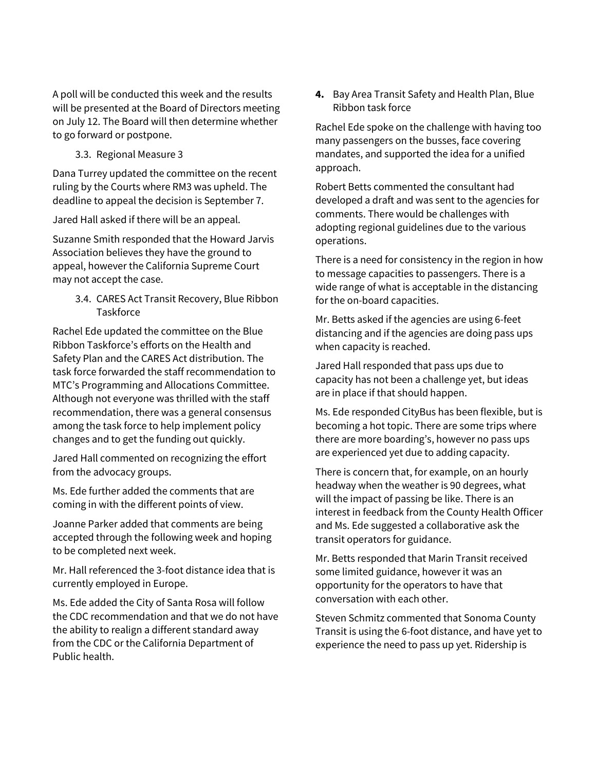A poll will be conducted this week and the results will be presented at the Board of Directors meeting on July 12. The Board will then determine whether to go forward or postpone.

3.3. Regional Measure 3

Dana Turrey updated the committee on the recent ruling by the Courts where RM3 was upheld. The deadline to appeal the decision is September 7.

Jared Hall asked if there will be an appeal.

Suzanne Smith responded that the Howard Jarvis Association believes they have the ground to appeal, however the California Supreme Court may not accept the case.

3.4. CARES Act Transit Recovery, Blue Ribbon Taskforce

Rachel Ede updated the committee on the Blue Ribbon Taskforce's efforts on the Health and Safety Plan and the CARES Act distribution. The task force forwarded the staff recommendation to MTC's Programming and Allocations Committee. Although not everyone was thrilled with the staff recommendation, there was a general consensus among the task force to help implement policy changes and to get the funding out quickly.

Jared Hall commented on recognizing the effort from the advocacy groups.

Ms. Ede further added the comments that are coming in with the different points of view.

Joanne Parker added that comments are being accepted through the following week and hoping to be completed next week.

Mr. Hall referenced the 3-foot distance idea that is currently employed in Europe.

Ms. Ede added the City of Santa Rosa will follow the CDC recommendation and that we do not have the ability to realign a different standard away from the CDC or the California Department of Public health.

**4.** Bay Area Transit Safety and Health Plan, Blue Ribbon task force

Rachel Ede spoke on the challenge with having too many passengers on the busses, face covering mandates, and supported the idea for a unified approach.

Robert Betts commented the consultant had developed a draft and was sent to the agencies for comments. There would be challenges with adopting regional guidelines due to the various operations.

There is a need for consistency in the region in how to message capacities to passengers. There is a wide range of what is acceptable in the distancing for the on-board capacities.

Mr. Betts asked if the agencies are using 6-feet distancing and if the agencies are doing pass ups when capacity is reached.

Jared Hall responded that pass ups due to capacity has not been a challenge yet, but ideas are in place if that should happen.

Ms. Ede responded CityBus has been flexible, but is becoming a hot topic. There are some trips where there are more boarding's, however no pass ups are experienced yet due to adding capacity.

There is concern that, for example, on an hourly headway when the weather is 90 degrees, what will the impact of passing be like. There is an interest in feedback from the County Health Officer and Ms. Ede suggested a collaborative ask the transit operators for guidance.

Mr. Betts responded that Marin Transit received some limited guidance, however it was an opportunity for the operators to have that conversation with each other.

Steven Schmitz commented that Sonoma County Transit is using the 6-foot distance, and have yet to experience the need to pass up yet. Ridership is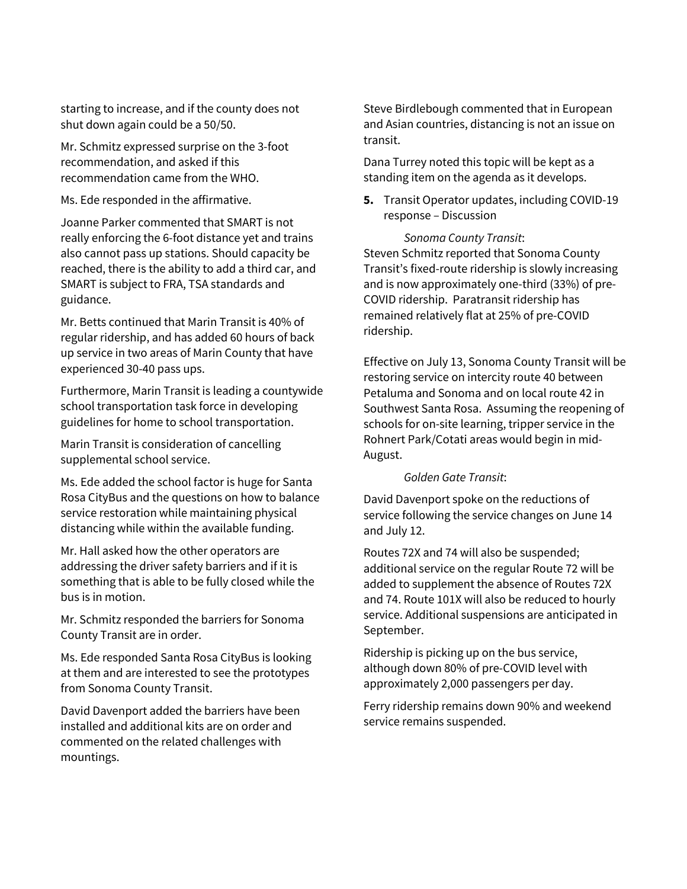starting to increase, and if the county does not shut down again could be a 50/50.

Mr. Schmitz expressed surprise on the 3-foot recommendation, and asked if this recommendation came from the WHO.

Ms. Ede responded in the affirmative.

Joanne Parker commented that SMART is not really enforcing the 6-foot distance yet and trains also cannot pass up stations. Should capacity be reached, there is the ability to add a third car, and SMART is subject to FRA, TSA standards and guidance.

Mr. Betts continued that Marin Transit is 40% of regular ridership, and has added 60 hours of back up service in two areas of Marin County that have experienced 30-40 pass ups.

Furthermore, Marin Transit is leading a countywide school transportation task force in developing guidelines for home to school transportation.

Marin Transit is consideration of cancelling supplemental school service.

Ms. Ede added the school factor is huge for Santa Rosa CityBus and the questions on how to balance service restoration while maintaining physical distancing while within the available funding.

Mr. Hall asked how the other operators are addressing the driver safety barriers and if it is something that is able to be fully closed while the bus is in motion.

Mr. Schmitz responded the barriers for Sonoma County Transit are in order.

Ms. Ede responded Santa Rosa CityBus is looking at them and are interested to see the prototypes from Sonoma County Transit.

David Davenport added the barriers have been installed and additional kits are on order and commented on the related challenges with mountings.

Steve Birdlebough commented that in European and Asian countries, distancing is not an issue on transit.

Dana Turrey noted this topic will be kept as a standing item on the agenda as it develops.

**5.** Transit Operator updates, including COVID-19 response – Discussion

*Sonoma County Transit*:

Steven Schmitz reported that Sonoma County Transit's fixed-route ridership is slowly increasing and is now approximately one-third (33%) of pre-COVID ridership. Paratransit ridership has remained relatively flat at 25% of pre-COVID ridership.

Effective on July 13, Sonoma County Transit will be restoring service on intercity route 40 between Petaluma and Sonoma and on local route 42 in Southwest Santa Rosa. Assuming the reopening of schools for on-site learning, tripper service in the Rohnert Park/Cotati areas would begin in mid-August.

*Golden Gate Transit*:

David Davenport spoke on the reductions of service following the service changes on June 14 and July 12.

Routes 72X and 74 will also be suspended; additional service on the regular Route 72 will be added to supplement the absence of Routes 72X and 74. Route 101X will also be reduced to hourly service. Additional suspensions are anticipated in September.

Ridership is picking up on the bus service, although down 80% of pre-COVID level with approximately 2,000 passengers per day.

Ferry ridership remains down 90% and weekend service remains suspended.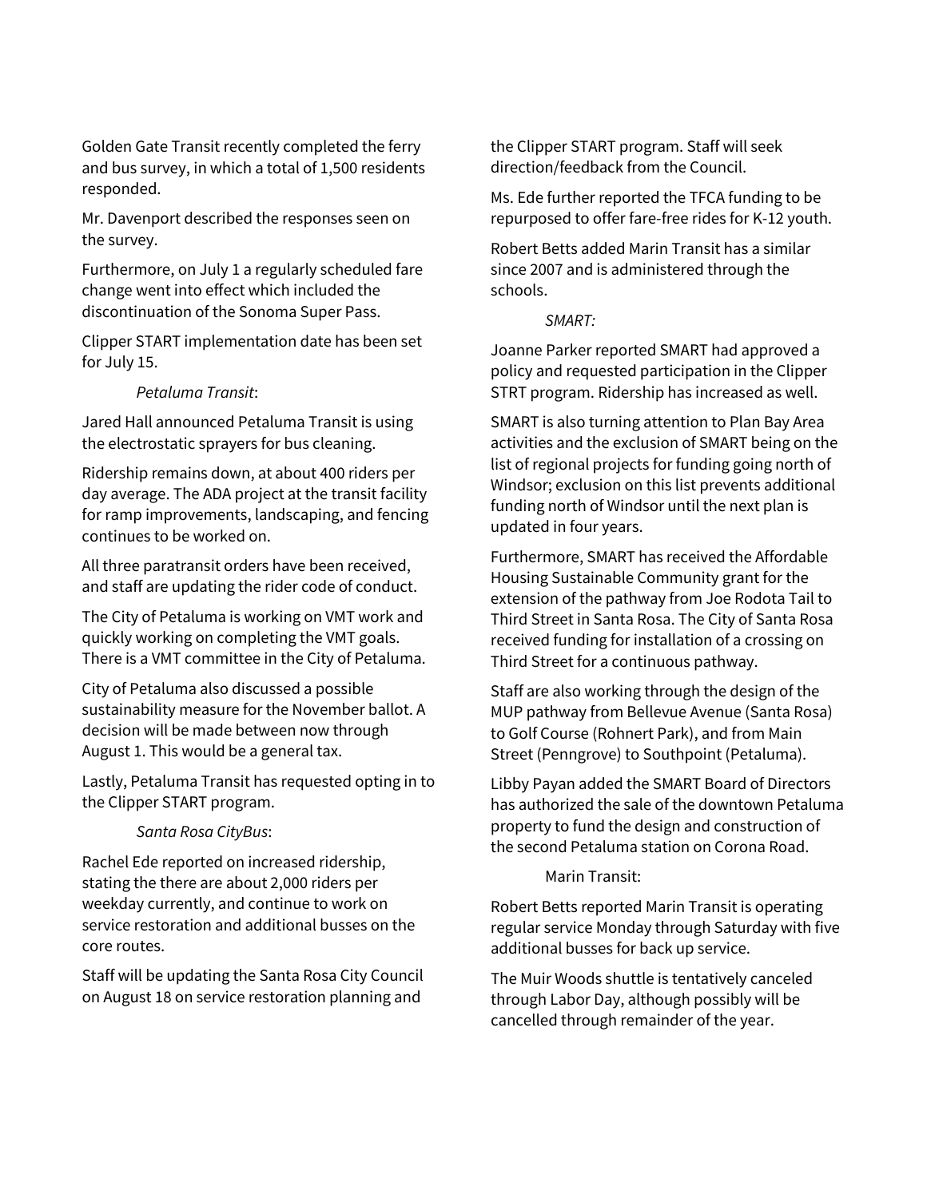Golden Gate Transit recently completed the ferry and bus survey, in which a total of 1,500 residents responded.

Mr. Davenport described the responses seen on the survey.

Furthermore, on July 1 a regularly scheduled fare change went into effect which included the discontinuation of the Sonoma Super Pass.

Clipper START implementation date has been set for July 15.

*Petaluma Transit*:

Jared Hall announced Petaluma Transit is using the electrostatic sprayers for bus cleaning.

Ridership remains down, at about 400 riders per day average. The ADA project at the transit facility for ramp improvements, landscaping, and fencing continues to be worked on.

All three paratransit orders have been received, and staff are updating the rider code of conduct.

The City of Petaluma is working on VMT work and quickly working on completing the VMT goals. There is a VMT committee in the City of Petaluma.

City of Petaluma also discussed a possible sustainability measure for the November ballot. A decision will be made between now through August 1. This would be a general tax.

Lastly, Petaluma Transit has requested opting in to the Clipper START program.

*Santa Rosa CityBus*:

Rachel Ede reported on increased ridership, stating the there are about 2,000 riders per weekday currently, and continue to work on service restoration and additional busses on the core routes.

Staff will be updating the Santa Rosa City Council on August 18 on service restoration planning and the Clipper START program. Staff will seek direction/feedback from the Council.

Ms. Ede further reported the TFCA funding to be repurposed to offer fare-free rides for K-12 youth.

Robert Betts added Marin Transit has a similar since 2007 and is administered through the schools.

*SMART:*

Joanne Parker reported SMART had approved a policy and requested participation in the Clipper STRT program. Ridership has increased as well.

SMART is also turning attention to Plan Bay Area activities and the exclusion of SMART being on the list of regional projects for funding going north of Windsor; exclusion on this list prevents additional funding north of Windsor until the next plan is updated in four years.

Furthermore, SMART has received the Affordable Housing Sustainable Community grant for the extension of the pathway from Joe Rodota Tail to Third Street in Santa Rosa. The City of Santa Rosa received funding for installation of a crossing on Third Street for a continuous pathway.

Staff are also working through the design of the MUP pathway from Bellevue Avenue (Santa Rosa) to Golf Course (Rohnert Park), and from Main Street (Penngrove) to Southpoint (Petaluma).

Libby Payan added the SMART Board of Directors has authorized the sale of the downtown Petaluma property to fund the design and construction of the second Petaluma station on Corona Road.

Marin Transit:

Robert Betts reported Marin Transit is operating regular service Monday through Saturday with five additional busses for back up service.

The Muir Woods shuttle is tentatively canceled through Labor Day, although possibly will be cancelled through remainder of the year.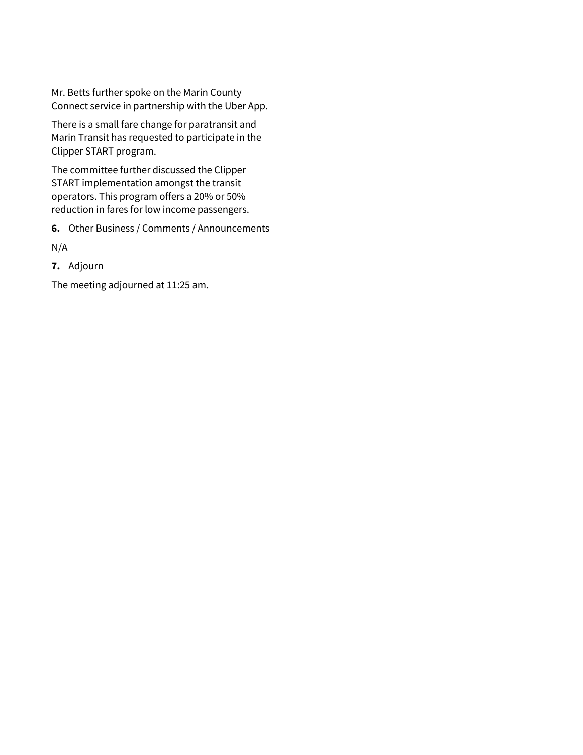Mr. Betts further spoke on the Marin County Connect service in partnership with the Uber App.

There is a small fare change for paratransit and Marin Transit has requested to participate in the Clipper START program.

The committee further discussed the Clipper START implementation amongst the transit operators. This program offers a 20% or 50% reduction in fares for low income passengers.

**6.** Other Business / Comments / Announcements

N/A

**7.** Adjourn

The meeting adjourned at 11:25 am.